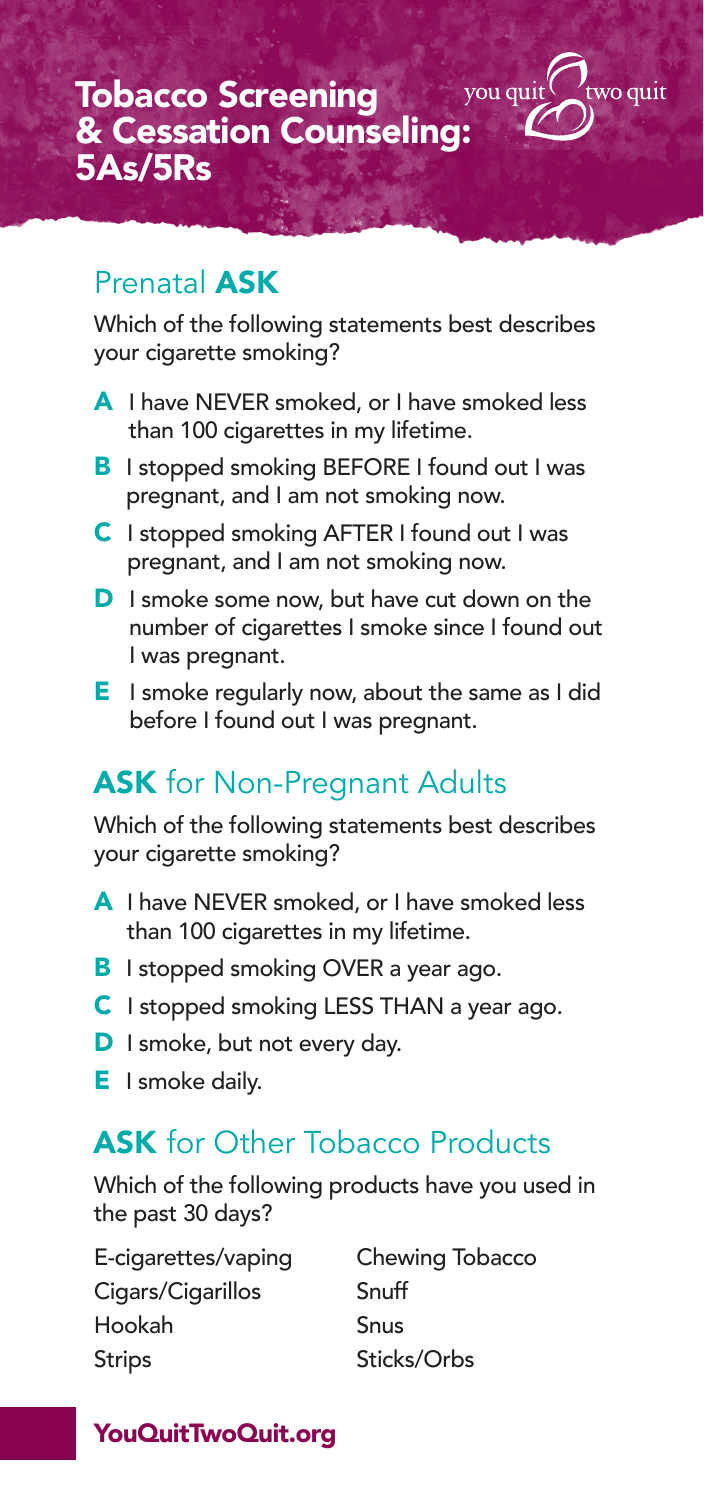# Tobacco Screening & Cessation Counseling: 5As/5Rs

you quit two quit

## Prenatal **ASK**

Which of the following statements best describes your cigarette smoking?

- **A** I have NEVER smoked, or I have smoked less than 100 cigarettes in my lifetime.
- **B** I stopped smoking BEFORE I found out I was pregnant, and I am not smoking now.
- **C** I stopped smoking AFTER I found out I was pregnant, and I am not smoking now.
- **D** I smoke some now, but have cut down on the number of cigarettes I smoke since I found out I was pregnant.
- **E** I smoke regularly now, about the same as I did before I found out I was pregnant.

## **ASK** for Non-Pregnant Adults

Which of the following statements best describes your cigarette smoking?

- **A** I have NEVER smoked, or I have smoked less than 100 cigarettes in my lifetime.
- **B** I stopped smoking OVER a year ago.
- **C** I stopped smoking LESS THAN a year ago.
- **D** I smoke, but not every day.
- **E** I smoke daily.

## **ASK** for Other Tobacco Products

Which of the following products have you used in the past 30 days?

- E-cigarettes/vaping
- Cigars/Cigarillos
- Hookah
- Strips
- Chewing Tobacco
- Snuff
- Snus
- Sticks/Orbs

**YouQuitTwoQuit.org**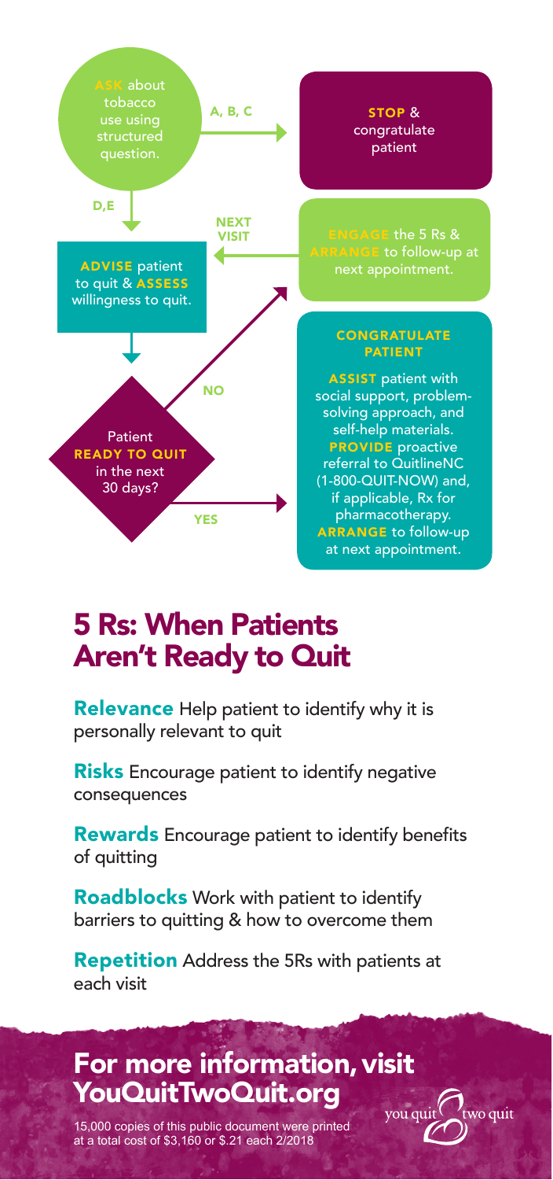**ASK** about tobacco use using structured question.

A, B, C → **STOP** & congratulate patient

D,E ↓

**ADVISE** patient to quit & **ASSESS** willingness to quit.

**ENGAGE** the 5 Rs & **ARRANGE** to follow-up at next appointment.

NEXT VISIT

Patient **READY TO QUIT** in the next 30 days?

NO

YES

**CONGRATULATE PATIENT**

**ASSIST** patient with social support, problem-solving approach, and self-help materials. **PROVIDE** proactive referral to QuitlineNC (1-800-QUIT-NOW) and, if applicable, Rx for pharmacotherapy. **ARRANGE** to follow-up at next appointment.

# 5 Rs: When Patients Aren't Ready to Quit

**Relevance** Help patient to identify why it is personally relevant to quit

**Risks** Encourage patient to identify negative consequences

**Rewards** Encourage patient to identify benefits of quitting

**Roadblocks** Work with patient to identify barriers to quitting & how to overcome them

**Repetition** Address the 5Rs with patients at each visit

## For more information, visit YouQuitTwoQuit.org

15,000 copies of this public document were printed at a total cost of $3,160 or $.21 each 2/2018

you quit two quit